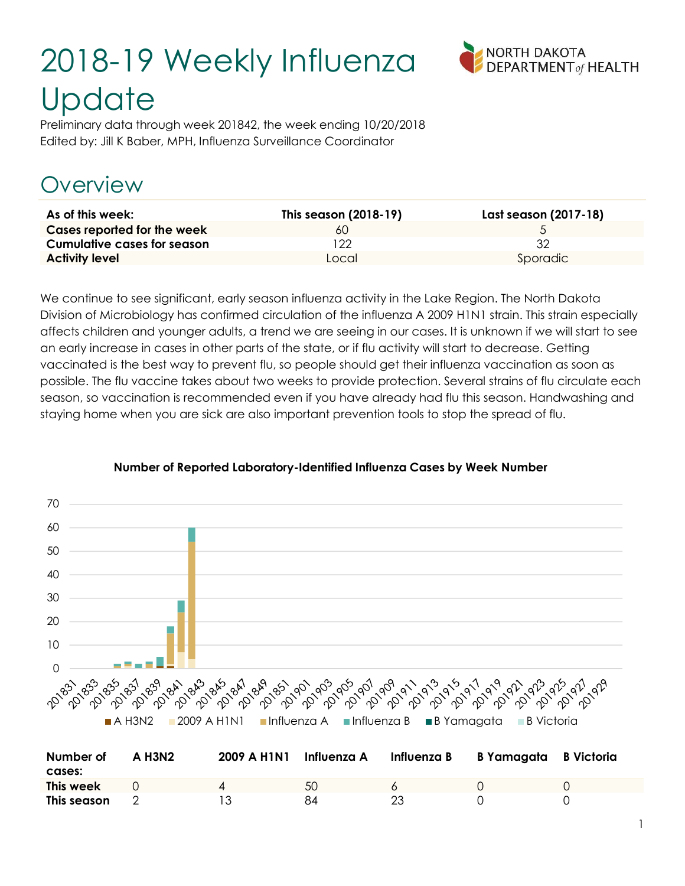# 2018-19 Weekly Influenza Update

Preliminary data through week 201842, the week ending 10/20/2018
Edited by: Jill K Baber, MPH, Influenza Surveillance Coordinator

## Overview

| As of this week: | This season (2018-19) | Last season (2017-18) |
|---|---|---|
| **Cases reported for the week** | 60 | 5 |
| **Cumulative cases for season** | 122 | 32 |
| **Activity level** | Local | Sporadic |

We continue to see significant, early season influenza activity in the Lake Region. The North Dakota Division of Microbiology has confirmed circulation of the influenza A 2009 H1N1 strain. This strain especially affects children and younger adults, a trend we are seeing in our cases. It is unknown if we will start to see an early increase in cases in other parts of the state, or if flu activity will start to decrease. Getting vaccinated is the best way to prevent flu, so people should get their influenza vaccination as soon as possible. The flu vaccine takes about two weeks to provide protection. Several strains of flu circulate each season, so vaccination is recommended even if you have already had flu this season. Handwashing and staying home when you are sick are also important prevention tools to stop the spread of flu.

**Number of Reported Laboratory-Identified Influenza Cases by Week Number**

| Number of cases: | A H3N2 | 2009 A H1N1 | Influenza A | Influenza B | B Yamagata | B Victoria |
|---|---|---|---|---|---|---|
| **This week** | 0 | 4 | 50 | 6 | 0 | 0 |
| **This season** | 2 | 13 | 84 | 23 | 0 | 0 |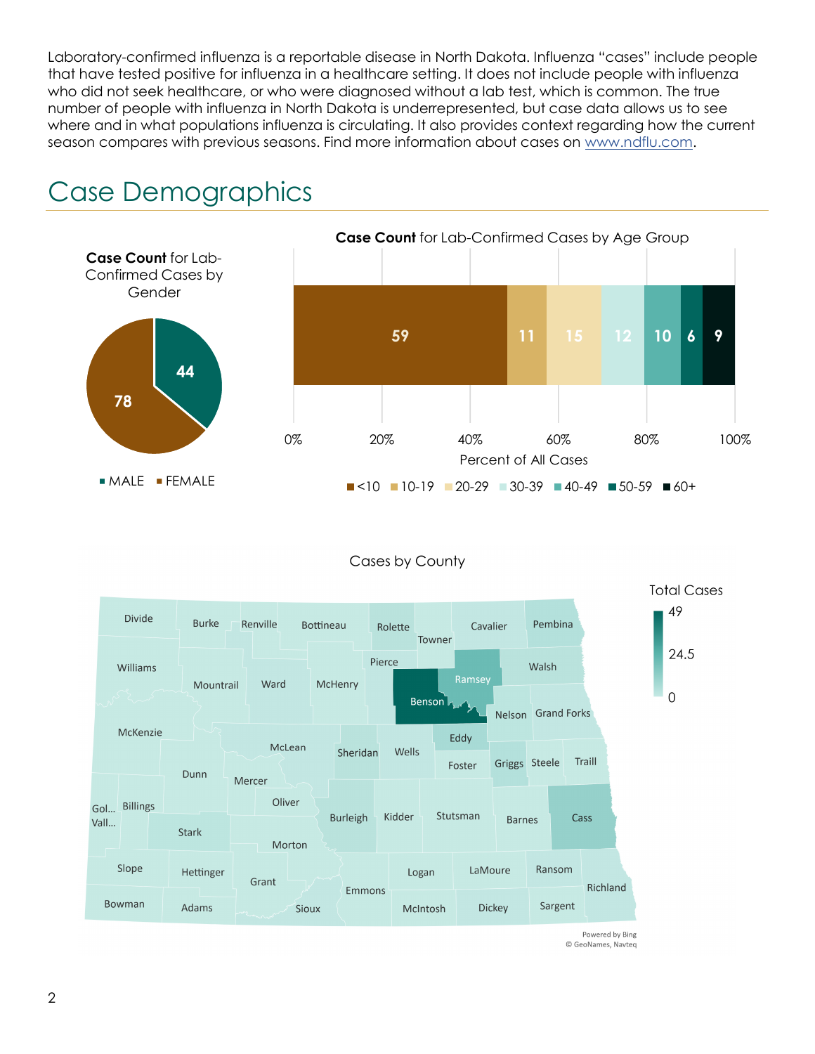Laboratory-confirmed influenza is a reportable disease in North Dakota. Influenza "cases" include people that have tested positive for influenza in a healthcare setting. It does not include people with influenza who did not seek healthcare, or who were diagnosed without a lab test, which is common. The true number of people with influenza in North Dakota is underrepresented, but case data allows us to see where and in what populations influenza is circulating. It also provides context regarding how the current season compares with previous seasons. Find more information about cases on [www.ndflu.com](http://www.ndflu.com).

# Case Demographics

**Case Count** for Lab-Confirmed Cases by Gender

| Gender | Case Count |
|---|---|
| MALE | 44 |
| FEMALE | 78 |

**Case Count** for Lab-Confirmed Cases by Age Group

| Age Group | Case Count |
|---|---|
| <10 | 59 |
| 10-19 | 11 |
| 20-29 | 15 |
| 30-39 | 12 |
| 40-49 | 10 |
| 50-59 | 6 |
| 60+ | 9 |

Percent of All Cases

Cases by County

Total Cases: 0 – 24.5 – 49

Powered by Bing
© GeoNames, Navteq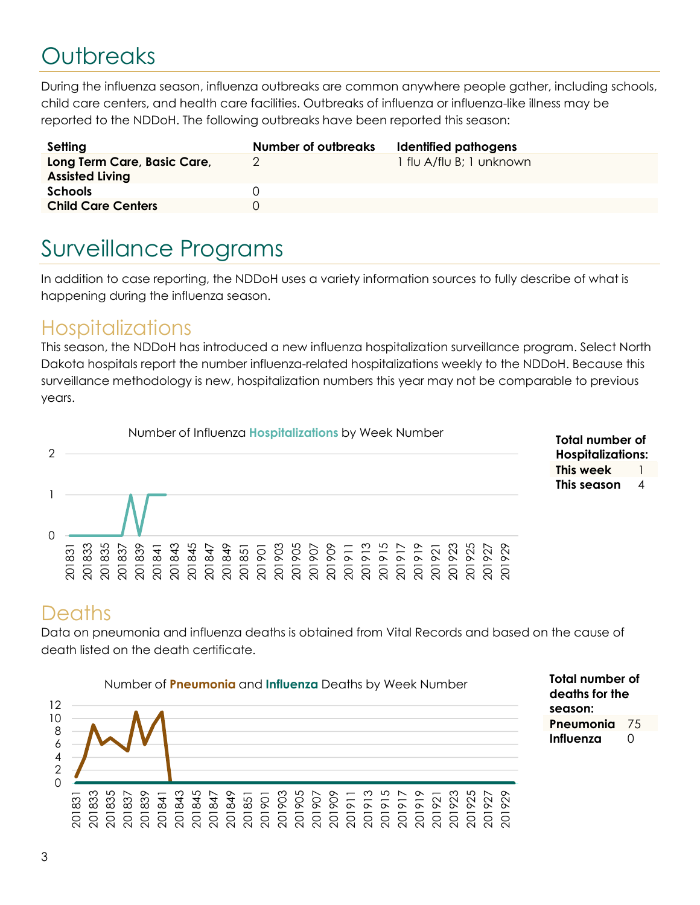# Outbreaks

During the influenza season, influenza outbreaks are common anywhere people gather, including schools, child care centers, and health care facilities. Outbreaks of influenza or influenza-like illness may be reported to the NDDoH. The following outbreaks have been reported this season:

| Setting | Number of outbreaks | Identified pathogens |
|---|---|---|
| **Long Term Care, Basic Care, Assisted Living** | 2 | 1 flu A/flu B; 1 unknown |
| **Schools** | 0 | |
| **Child Care Centers** | 0 | |

# Surveillance Programs

In addition to case reporting, the NDDoH uses a variety information sources to fully describe of what is happening during the influenza season.

## Hospitalizations

This season, the NDDoH has introduced a new influenza hospitalization surveillance program. Select North Dakota hospitals report the number influenza-related hospitalizations weekly to the NDDoH. Because this surveillance methodology is new, hospitalization numbers this year may not be comparable to previous years.

Number of Influenza **Hospitalizations** by Week Number

| **Total number of Hospitalizations:** | |
|---|---|
| **This week** | 1 |
| **This season** | 4 |

## Deaths

Data on pneumonia and influenza deaths is obtained from Vital Records and based on the cause of death listed on the death certificate.

Number of **Pneumonia** and **Influenza** Deaths by Week Number

| **Total number of deaths for the season:** | |
|---|---|
| **Pneumonia** | 75 |
| **Influenza** | 0 |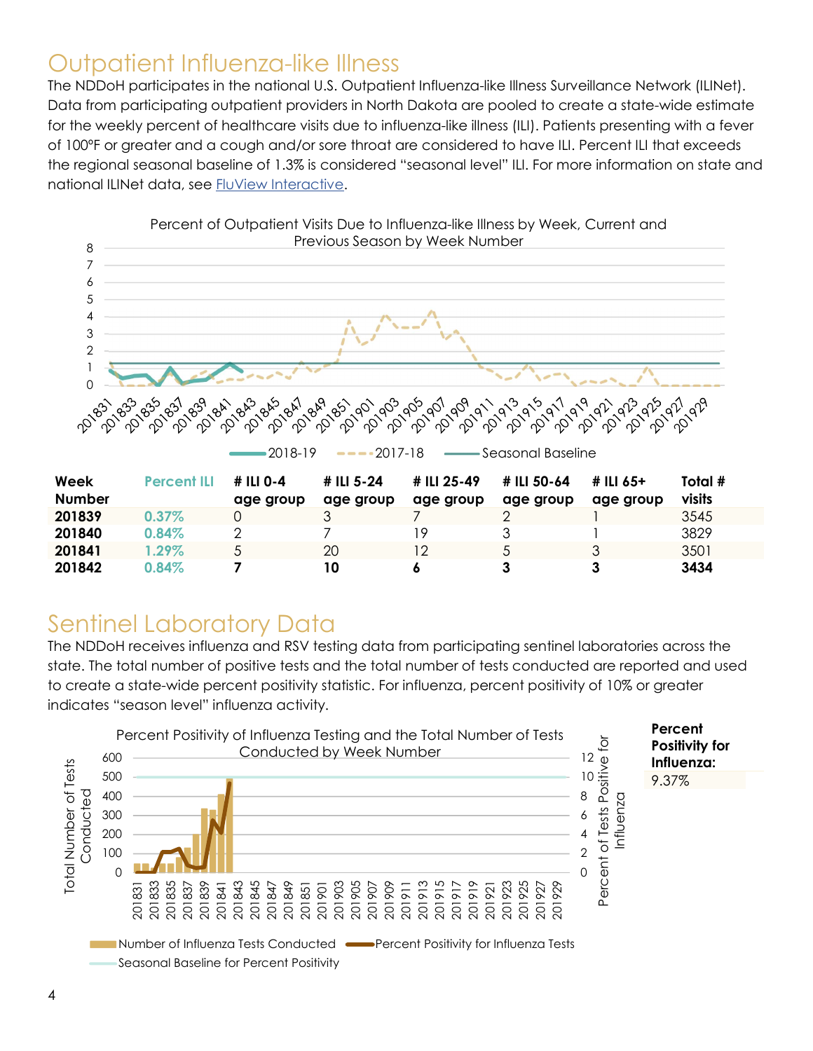# Outpatient Influenza-like Illness

The NDDoH participates in the national U.S. Outpatient Influenza-like Illness Surveillance Network (ILINet). Data from participating outpatient providers in North Dakota are pooled to create a state-wide estimate for the weekly percent of healthcare visits due to influenza-like illness (ILI). Patients presenting with a fever of 100°F or greater and a cough and/or sore throat are considered to have ILI. Percent ILI that exceeds the regional seasonal baseline of 1.3% is considered "seasonal level" ILI. For more information on state and national ILINet data, see FluView Interactive.

Percent of Outpatient Visits Due to Influenza-like Illness by Week, Current and Previous Season by Week Number

| Week Number | Percent ILI | # ILI 0-4 age group | # ILI 5-24 age group | # ILI 25-49 age group | # ILI 50-64 age group | # ILI 65+ age group | Total # visits |
|---|---|---|---|---|---|---|---|
| **201839** | 0.37% | 0 | 3 | 7 | 2 | 1 | 3545 |
| **201840** | 0.84% | 2 | 7 | 19 | 3 | 1 | 3829 |
| **201841** | 1.29% | 5 | 20 | 12 | 5 | 3 | 3501 |
| **201842** | 0.84% | **7** | **10** | **6** | **3** | **3** | **3434** |

# Sentinel Laboratory Data

The NDDoH receives influenza and RSV testing data from participating sentinel laboratories across the state. The total number of positive tests and the total number of tests conducted are reported and used to create a state-wide percent positivity statistic. For influenza, percent positivity of 10% or greater indicates "season level" influenza activity.

Percent Positivity of Influenza Testing and the Total Number of Tests Conducted by Week Number

**Percent Positivity for Influenza:** 9.37%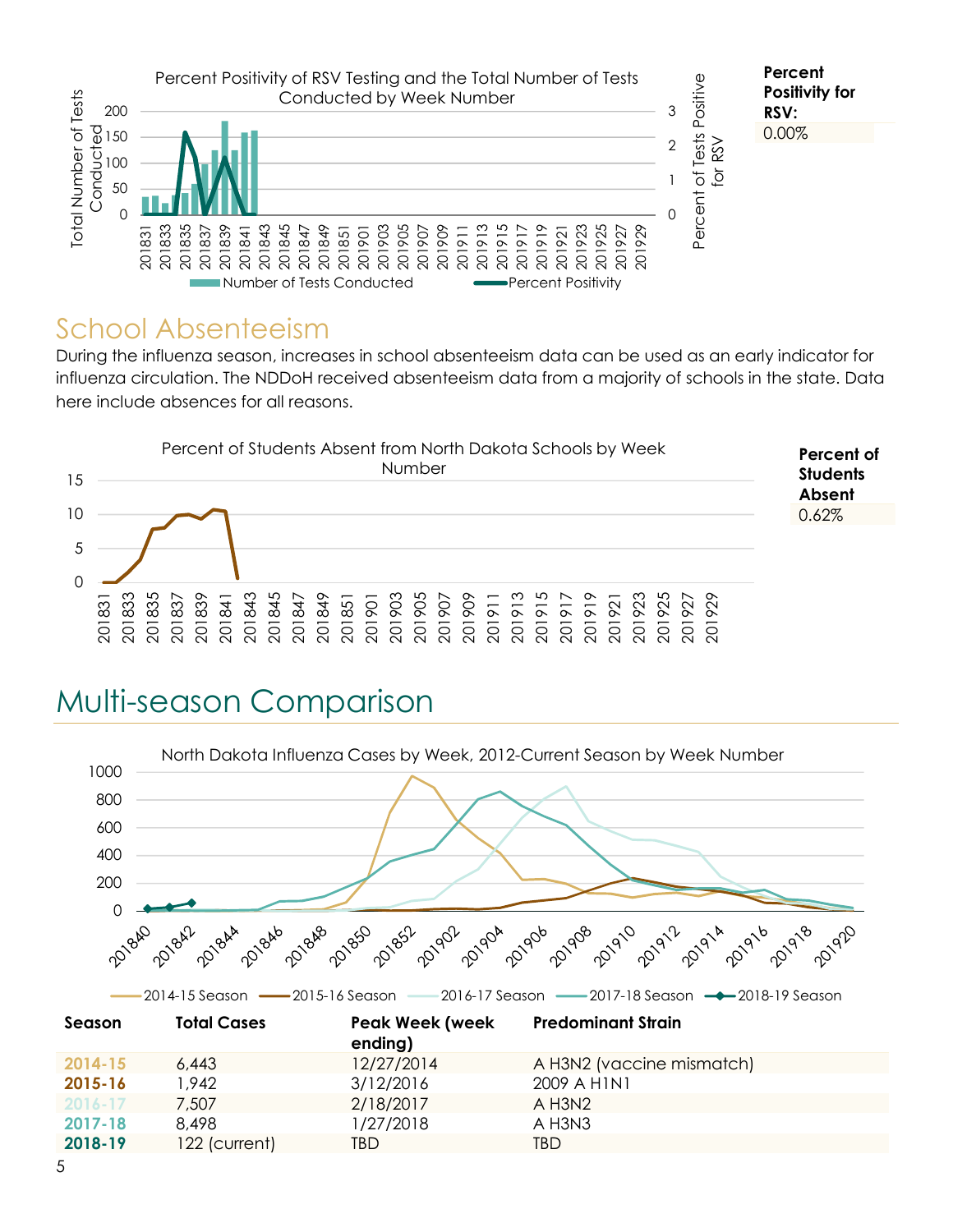Percent Positivity of RSV Testing and the Total Number of Tests Conducted by Week Number

**Percent Positivity for RSV:**
0.00%

## School Absenteeism

During the influenza season, increases in school absenteeism data can be used as an early indicator for influenza circulation. The NDDoH received absenteeism data from a majority of schools in the state. Data here include absences for all reasons.

Percent of Students Absent from North Dakota Schools by Week Number

**Percent of Students Absent**
0.62%

# Multi-season Comparison

North Dakota Influenza Cases by Week, 2012-Current Season by Week Number

| Season | Total Cases | Peak Week (week ending) | Predominant Strain |
|---|---|---|---|
| 2014-15 | 6,443 | 12/27/2014 | A H3N2 (vaccine mismatch) |
| 2015-16 | 1,942 | 3/12/2016 | 2009 A H1N1 |
| 2016-17 | 7,507 | 2/18/2017 | A H3N2 |
| 2017-18 | 8,498 | 1/27/2018 | A H3N3 |
| 2018-19 | 122 (current) | TBD | TBD |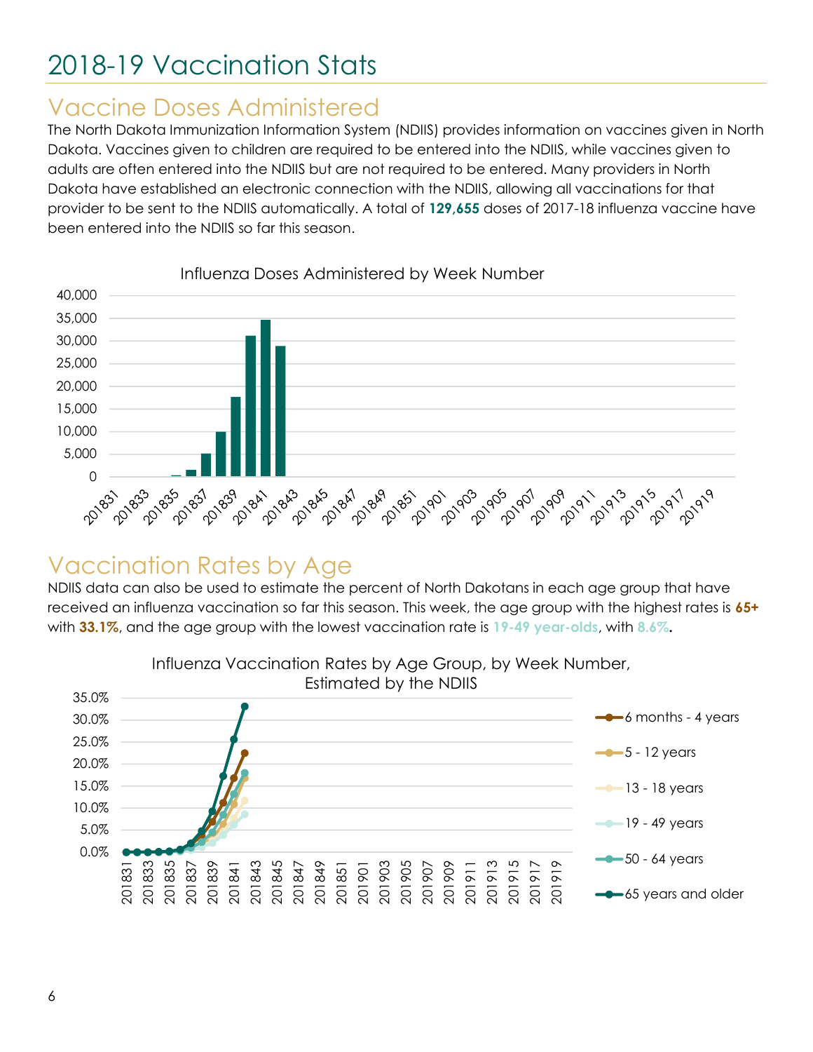# 2018-19 Vaccination Stats

## Vaccine Doses Administered

The North Dakota Immunization Information System (NDIIS) provides information on vaccines given in North Dakota. Vaccines given to children are required to be entered into the NDIIS, while vaccines given to adults are often entered into the NDIIS but are not required to be entered. Many providers in North Dakota have established an electronic connection with the NDIIS, allowing all vaccinations for that provider to be sent to the NDIIS automatically. A total of **129,655** doses of 2017-18 influenza vaccine have been entered into the NDIIS so far this season.

Influenza Doses Administered by Week Number

40,000
35,000
30,000
25,000
20,000
15,000
10,000
5,000
0

201831 201833 201835 201837 201839 201841 201843 201845 201847 201849 201851 201901 201903 201905 201907 201909 201911 201913 201915 201917 201919

## Vaccination Rates by Age

NDIIS data can also be used to estimate the percent of North Dakotans in each age group that have received an influenza vaccination so far this season. This week, the age group with the highest rates is **65+** with **33.1%**, and the age group with the lowest vaccination rate is **19-49 year-olds**, with **8.6%**.

Influenza Vaccination Rates by Age Group, by Week Number, Estimated by the NDIIS

35.0%
30.0%
25.0%
20.0%
15.0%
10.0%
5.0%
0.0%

201831 201833 201835 201837 201839 201841 201843 201845 201847 201849 201851 201901 201903 201905 201907 201909 201911 201913 201915 201917 201919

6 months - 4 years
5 - 12 years
13 - 18 years
19 - 49 years
50 - 64 years
65 years and older